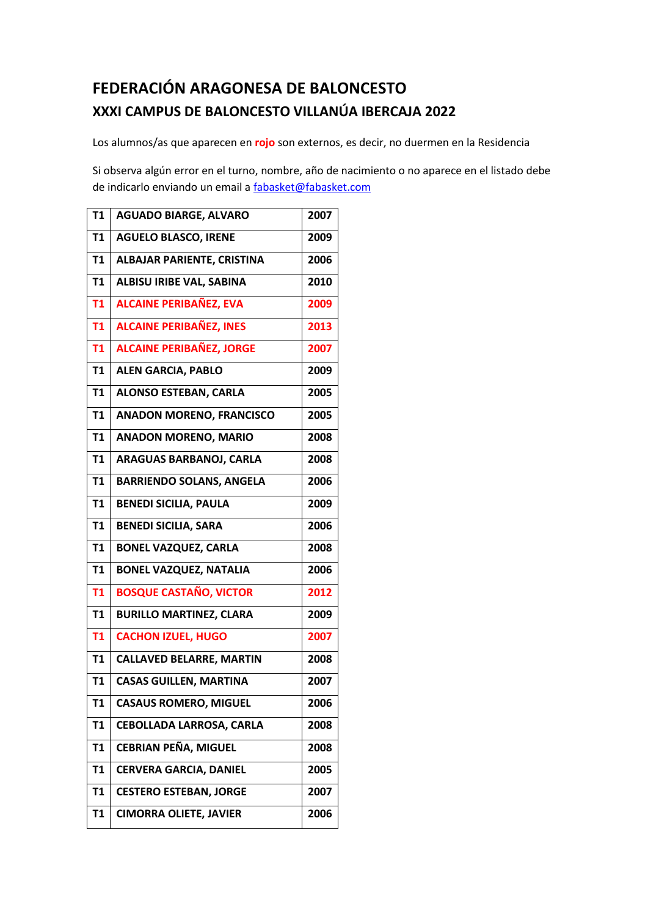## FEDERACIÓN ARAGONESA DE BALONCESTO

### XXXI CAMPUS DE BALONCESTO VILLANÚA IBERCAJA 2022

Los alumnos/as que aparecen en **rojo** son externos, es decir, no duermen en la Residencia

Si observa algún error en el turno, nombre, año de nacimiento o no aparece en el listado debe de indicarlo enviando un email a fabasket@fabasket.com

| | | |
|---|---|---|
| T1 | AGUADO BIARGE, ALVARO | 2007 |
| T1 | AGUELO BLASCO, IRENE | 2009 |
| T1 | ALBAJAR PARIENTE, CRISTINA | 2006 |
| T1 | ALBISU IRIBE VAL, SABINA | 2010 |
| T1 | ALCAINE PERIBAÑEZ, EVA | 2009 |
| T1 | ALCAINE PERIBAÑEZ, INES | 2013 |
| T1 | ALCAINE PERIBAÑEZ, JORGE | 2007 |
| T1 | ALEN GARCIA, PABLO | 2009 |
| T1 | ALONSO ESTEBAN, CARLA | 2005 |
| T1 | ANADON MORENO, FRANCISCO | 2005 |
| T1 | ANADON MORENO, MARIO | 2008 |
| T1 | ARAGUAS BARBANOJ, CARLA | 2008 |
| T1 | BARRIENDO SOLANS, ANGELA | 2006 |
| T1 | BENEDI SICILIA, PAULA | 2009 |
| T1 | BENEDI SICILIA, SARA | 2006 |
| T1 | BONEL VAZQUEZ, CARLA | 2008 |
| T1 | BONEL VAZQUEZ, NATALIA | 2006 |
| T1 | BOSQUE CASTAÑO, VICTOR | 2012 |
| T1 | BURILLO MARTINEZ, CLARA | 2009 |
| T1 | CACHON IZUEL, HUGO | 2007 |
| T1 | CALLAVED BELARRE, MARTIN | 2008 |
| T1 | CASAS GUILLEN, MARTINA | 2007 |
| T1 | CASAUS ROMERO, MIGUEL | 2006 |
| T1 | CEBOLLADA LARROSA, CARLA | 2008 |
| T1 | CEBRIAN PEÑA, MIGUEL | 2008 |
| T1 | CERVERA GARCIA, DANIEL | 2005 |
| T1 | CESTERO ESTEBAN, JORGE | 2007 |
| T1 | CIMORRA OLIETE, JAVIER | 2006 |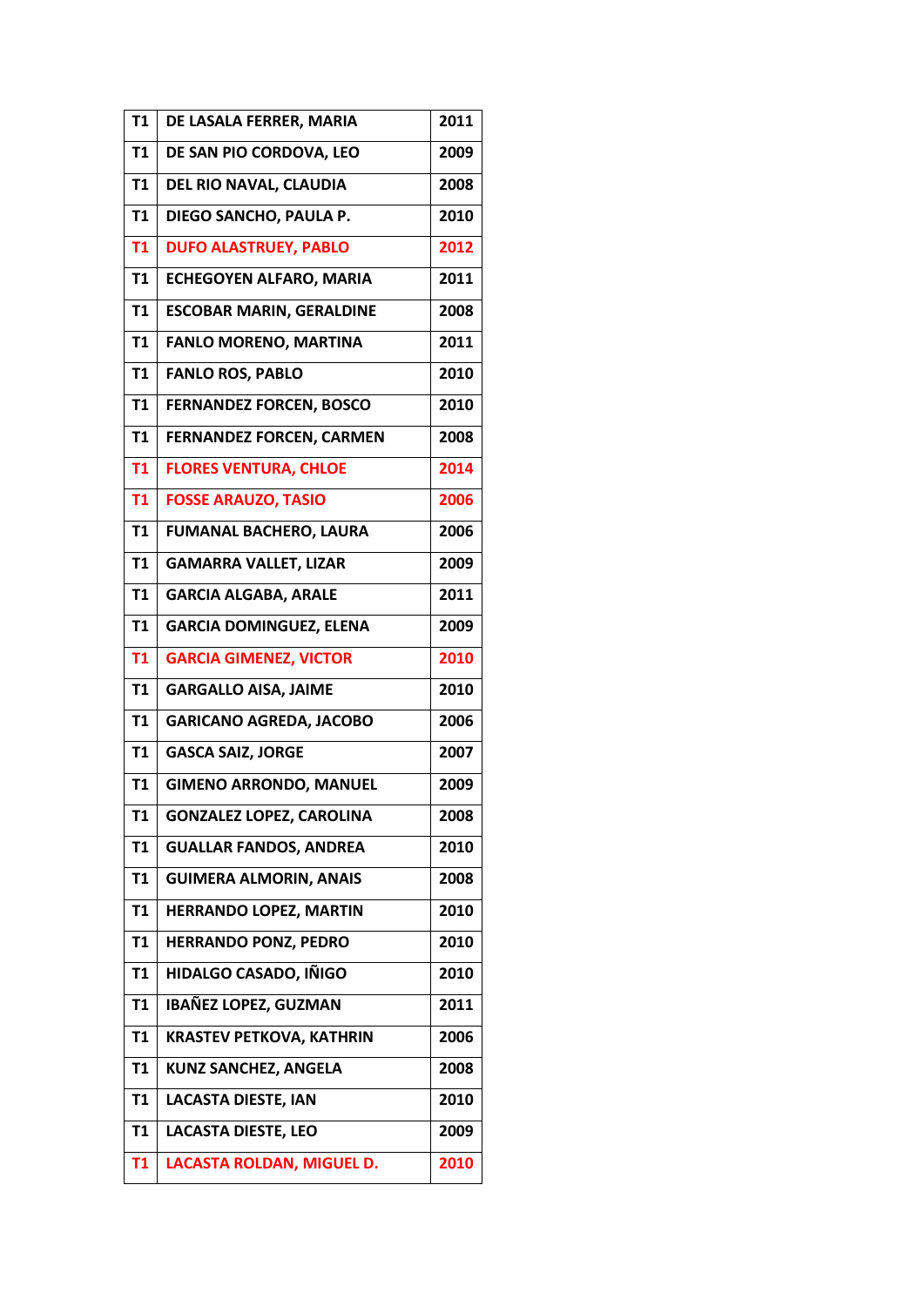| T1 | DE LASALA FERRER, MARIA | 2011 |
|---|---|---|
| T1 | DE SAN PIO CORDOVA, LEO | 2009 |
| T1 | DEL RIO NAVAL, CLAUDIA | 2008 |
| T1 | DIEGO SANCHO, PAULA P. | 2010 |
| T1 | DUFO ALASTRUEY, PABLO | 2012 |
| T1 | ECHEGOYEN ALFARO, MARIA | 2011 |
| T1 | ESCOBAR MARIN, GERALDINE | 2008 |
| T1 | FANLO MORENO, MARTINA | 2011 |
| T1 | FANLO ROS, PABLO | 2010 |
| T1 | FERNANDEZ FORCEN, BOSCO | 2010 |
| T1 | FERNANDEZ FORCEN, CARMEN | 2008 |
| T1 | FLORES VENTURA, CHLOE | 2014 |
| T1 | FOSSE ARAUZO, TASIO | 2006 |
| T1 | FUMANAL BACHERO, LAURA | 2006 |
| T1 | GAMARRA VALLET, LIZAR | 2009 |
| T1 | GARCIA ALGABA, ARALE | 2011 |
| T1 | GARCIA DOMINGUEZ, ELENA | 2009 |
| T1 | GARCIA GIMENEZ, VICTOR | 2010 |
| T1 | GARGALLO AISA, JAIME | 2010 |
| T1 | GARICANO AGREDA, JACOBO | 2006 |
| T1 | GASCA SAIZ, JORGE | 2007 |
| T1 | GIMENO ARRONDO, MANUEL | 2009 |
| T1 | GONZALEZ LOPEZ, CAROLINA | 2008 |
| T1 | GUALLAR FANDOS, ANDREA | 2010 |
| T1 | GUIMERA ALMORIN, ANAIS | 2008 |
| T1 | HERRANDO LOPEZ, MARTIN | 2010 |
| T1 | HERRANDO PONZ, PEDRO | 2010 |
| T1 | HIDALGO CASADO, IÑIGO | 2010 |
| T1 | IBAÑEZ LOPEZ, GUZMAN | 2011 |
| T1 | KRASTEV PETKOVA, KATHRIN | 2006 |
| T1 | KUNZ SANCHEZ, ANGELA | 2008 |
| T1 | LACASTA DIESTE, IAN | 2010 |
| T1 | LACASTA DIESTE, LEO | 2009 |
| T1 | LACASTA ROLDAN, MIGUEL D. | 2010 |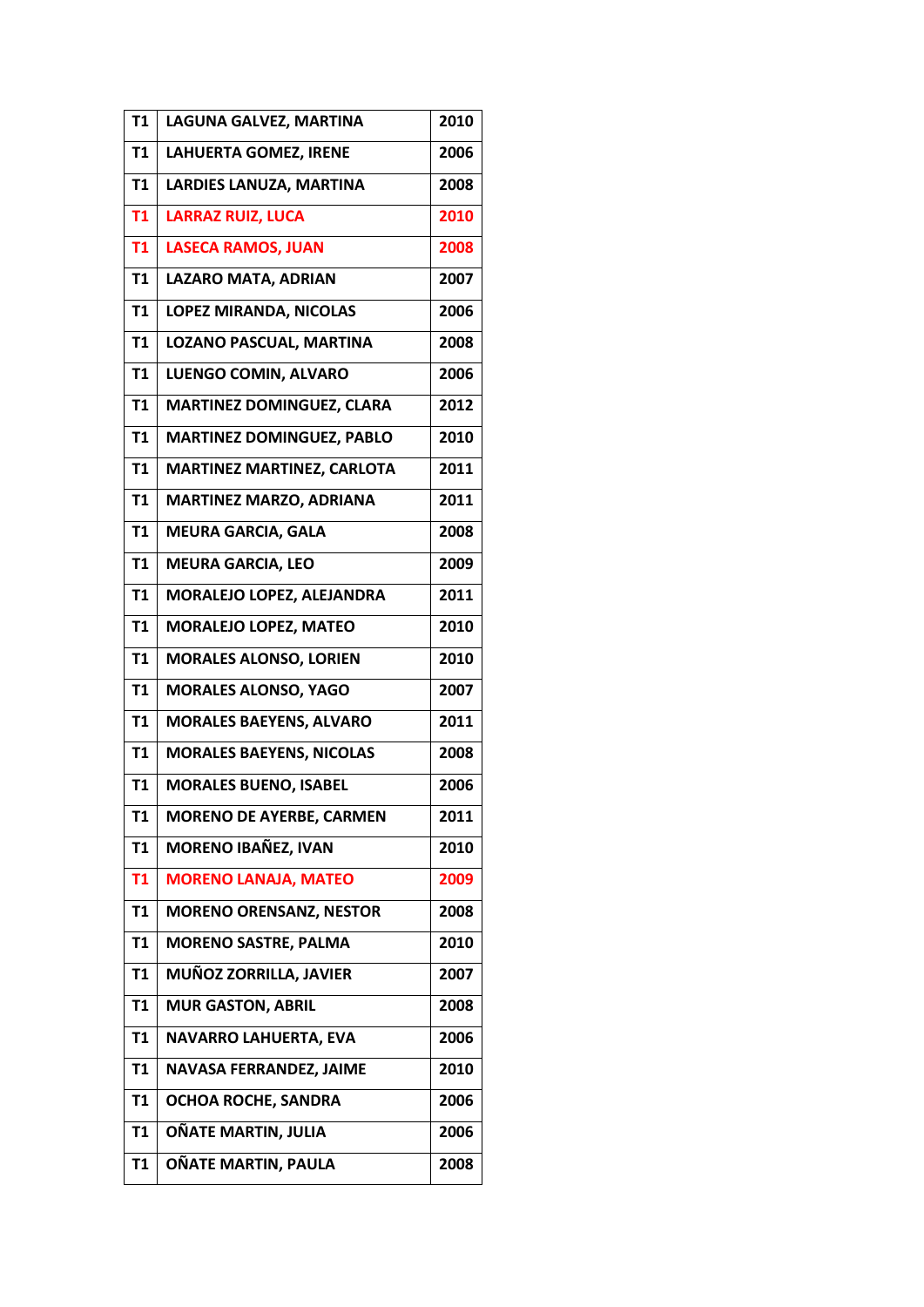| T1 | LAGUNA GALVEZ, MARTINA | 2010 |
|---|---|---|
| T1 | LAHUERTA GOMEZ, IRENE | 2006 |
| T1 | LARDIES LANUZA, MARTINA | 2008 |
| T1 | LARRAZ RUIZ, LUCA | 2010 |
| T1 | LASECA RAMOS, JUAN | 2008 |
| T1 | LAZARO MATA, ADRIAN | 2007 |
| T1 | LOPEZ MIRANDA, NICOLAS | 2006 |
| T1 | LOZANO PASCUAL, MARTINA | 2008 |
| T1 | LUENGO COMIN, ALVARO | 2006 |
| T1 | MARTINEZ DOMINGUEZ, CLARA | 2012 |
| T1 | MARTINEZ DOMINGUEZ, PABLO | 2010 |
| T1 | MARTINEZ MARTINEZ, CARLOTA | 2011 |
| T1 | MARTINEZ MARZO, ADRIANA | 2011 |
| T1 | MEURA GARCIA, GALA | 2008 |
| T1 | MEURA GARCIA, LEO | 2009 |
| T1 | MORALEJO LOPEZ, ALEJANDRA | 2011 |
| T1 | MORALEJO LOPEZ, MATEO | 2010 |
| T1 | MORALES ALONSO, LORIEN | 2010 |
| T1 | MORALES ALONSO, YAGO | 2007 |
| T1 | MORALES BAEYENS, ALVARO | 2011 |
| T1 | MORALES BAEYENS, NICOLAS | 2008 |
| T1 | MORALES BUENO, ISABEL | 2006 |
| T1 | MORENO DE AYERBE, CARMEN | 2011 |
| T1 | MORENO IBAÑEZ, IVAN | 2010 |
| T1 | MORENO LANAJA, MATEO | 2009 |
| T1 | MORENO ORENSANZ, NESTOR | 2008 |
| T1 | MORENO SASTRE, PALMA | 2010 |
| T1 | MUÑOZ ZORRILLA, JAVIER | 2007 |
| T1 | MUR GASTON, ABRIL | 2008 |
| T1 | NAVARRO LAHUERTA, EVA | 2006 |
| T1 | NAVASA FERRANDEZ, JAIME | 2010 |
| T1 | OCHOA ROCHE, SANDRA | 2006 |
| T1 | OÑATE MARTIN, JULIA | 2006 |
| T1 | OÑATE MARTIN, PAULA | 2008 |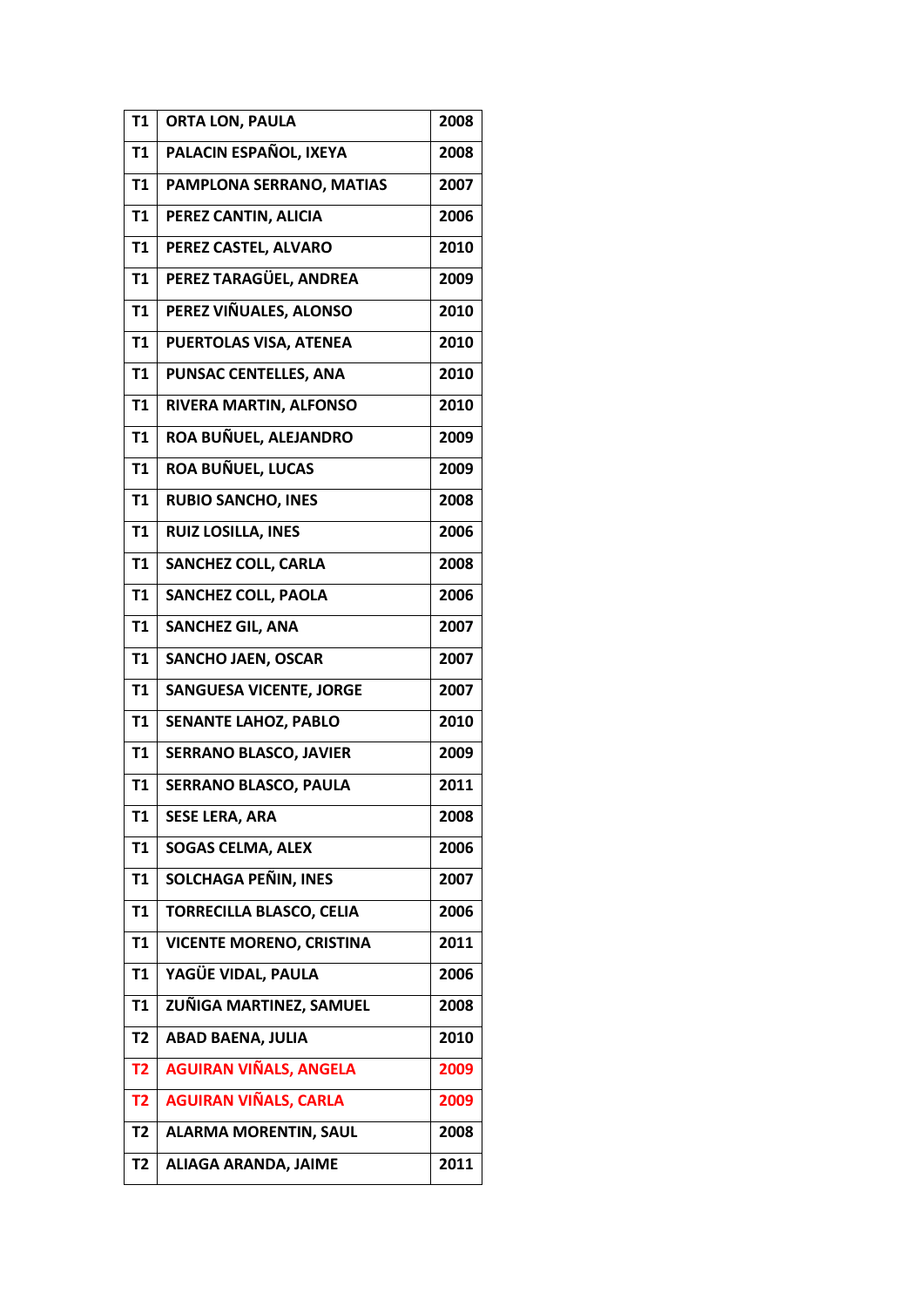| T1 | ORTA LON, PAULA | 2008 |
|---|---|---|
| T1 | PALACIN ESPAÑOL, IXEYA | 2008 |
| T1 | PAMPLONA SERRANO, MATIAS | 2007 |
| T1 | PEREZ CANTIN, ALICIA | 2006 |
| T1 | PEREZ CASTEL, ALVARO | 2010 |
| T1 | PEREZ TARAGÜEL, ANDREA | 2009 |
| T1 | PEREZ VIÑUALES, ALONSO | 2010 |
| T1 | PUERTOLAS VISA, ATENEA | 2010 |
| T1 | PUNSAC CENTELLES, ANA | 2010 |
| T1 | RIVERA MARTIN, ALFONSO | 2010 |
| T1 | ROA BUÑUEL, ALEJANDRO | 2009 |
| T1 | ROA BUÑUEL, LUCAS | 2009 |
| T1 | RUBIO SANCHO, INES | 2008 |
| T1 | RUIZ LOSILLA, INES | 2006 |
| T1 | SANCHEZ COLL, CARLA | 2008 |
| T1 | SANCHEZ COLL, PAOLA | 2006 |
| T1 | SANCHEZ GIL, ANA | 2007 |
| T1 | SANCHO JAEN, OSCAR | 2007 |
| T1 | SANGUESA VICENTE, JORGE | 2007 |
| T1 | SENANTE LAHOZ, PABLO | 2010 |
| T1 | SERRANO BLASCO, JAVIER | 2009 |
| T1 | SERRANO BLASCO, PAULA | 2011 |
| T1 | SESE LERA, ARA | 2008 |
| T1 | SOGAS CELMA, ALEX | 2006 |
| T1 | SOLCHAGA PEÑIN, INES | 2007 |
| T1 | TORRECILLA BLASCO, CELIA | 2006 |
| T1 | VICENTE MORENO, CRISTINA | 2011 |
| T1 | YAGÜE VIDAL, PAULA | 2006 |
| T1 | ZUÑIGA MARTINEZ, SAMUEL | 2008 |
| T2 | ABAD BAENA, JULIA | 2010 |
| T2 | AGUIRAN VIÑALS, ANGELA | 2009 |
| T2 | AGUIRAN VIÑALS, CARLA | 2009 |
| T2 | ALARMA MORENTIN, SAUL | 2008 |
| T2 | ALIAGA ARANDA, JAIME | 2011 |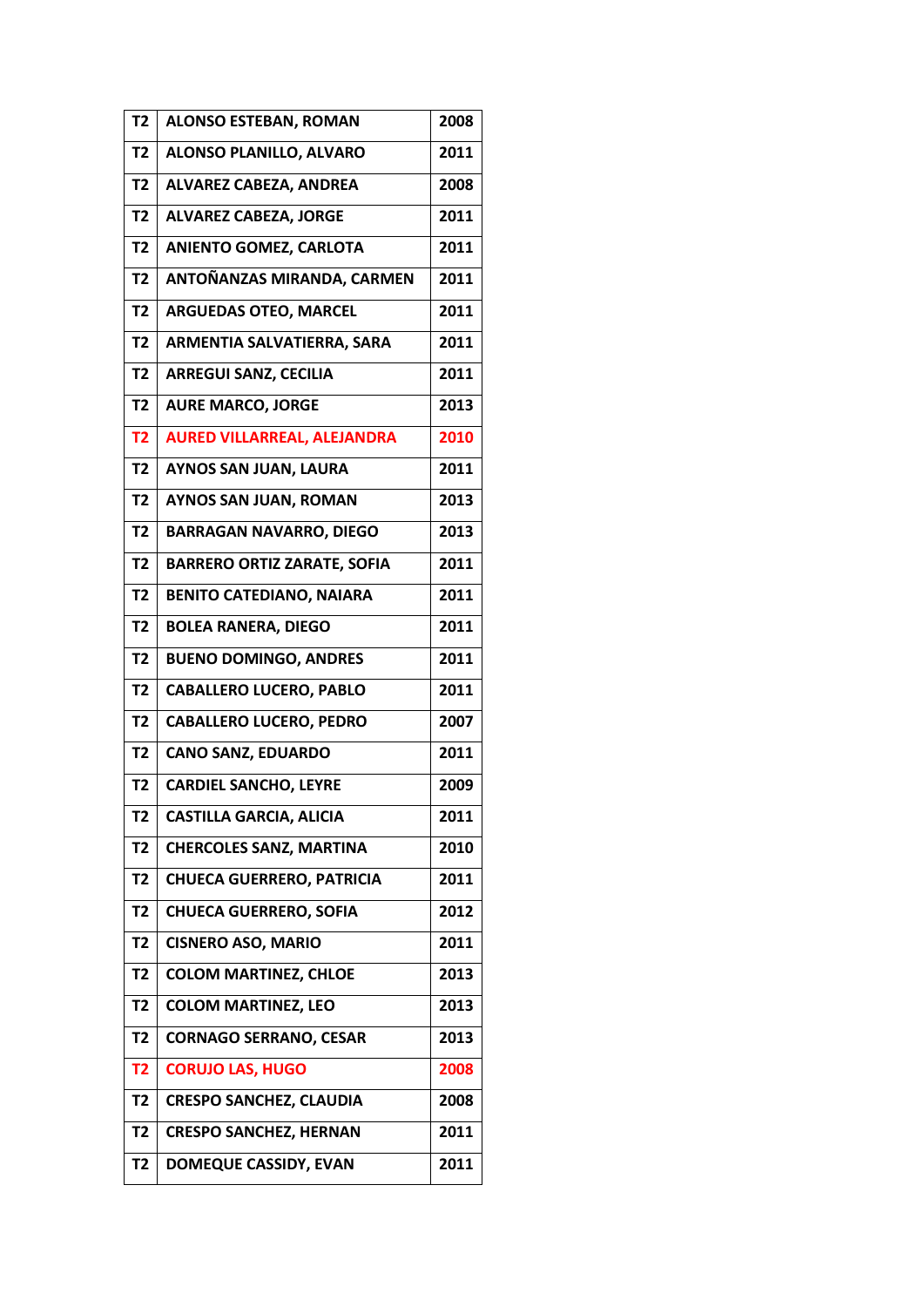| T2 | ALONSO ESTEBAN, ROMAN | 2008 |
|---|---|---|
| T2 | ALONSO PLANILLO, ALVARO | 2011 |
| T2 | ALVAREZ CABEZA, ANDREA | 2008 |
| T2 | ALVAREZ CABEZA, JORGE | 2011 |
| T2 | ANIENTO GOMEZ, CARLOTA | 2011 |
| T2 | ANTOÑANZAS MIRANDA, CARMEN | 2011 |
| T2 | ARGUEDAS OTEO, MARCEL | 2011 |
| T2 | ARMENTIA SALVATIERRA, SARA | 2011 |
| T2 | ARREGUI SANZ, CECILIA | 2011 |
| T2 | AURE MARCO, JORGE | 2013 |
| T2 | AURED VILLARREAL, ALEJANDRA | 2010 |
| T2 | AYNOS SAN JUAN, LAURA | 2011 |
| T2 | AYNOS SAN JUAN, ROMAN | 2013 |
| T2 | BARRAGAN NAVARRO, DIEGO | 2013 |
| T2 | BARRERO ORTIZ ZARATE, SOFIA | 2011 |
| T2 | BENITO CATEDIANO, NAIARA | 2011 |
| T2 | BOLEA RANERA, DIEGO | 2011 |
| T2 | BUENO DOMINGO, ANDRES | 2011 |
| T2 | CABALLERO LUCERO, PABLO | 2011 |
| T2 | CABALLERO LUCERO, PEDRO | 2007 |
| T2 | CANO SANZ, EDUARDO | 2011 |
| T2 | CARDIEL SANCHO, LEYRE | 2009 |
| T2 | CASTILLA GARCIA, ALICIA | 2011 |
| T2 | CHERCOLES SANZ, MARTINA | 2010 |
| T2 | CHUECA GUERRERO, PATRICIA | 2011 |
| T2 | CHUECA GUERRERO, SOFIA | 2012 |
| T2 | CISNERO ASO, MARIO | 2011 |
| T2 | COLOM MARTINEZ, CHLOE | 2013 |
| T2 | COLOM MARTINEZ, LEO | 2013 |
| T2 | CORNAGO SERRANO, CESAR | 2013 |
| T2 | CORUJO LAS, HUGO | 2008 |
| T2 | CRESPO SANCHEZ, CLAUDIA | 2008 |
| T2 | CRESPO SANCHEZ, HERNAN | 2011 |
| T2 | DOMEQUE CASSIDY, EVAN | 2011 |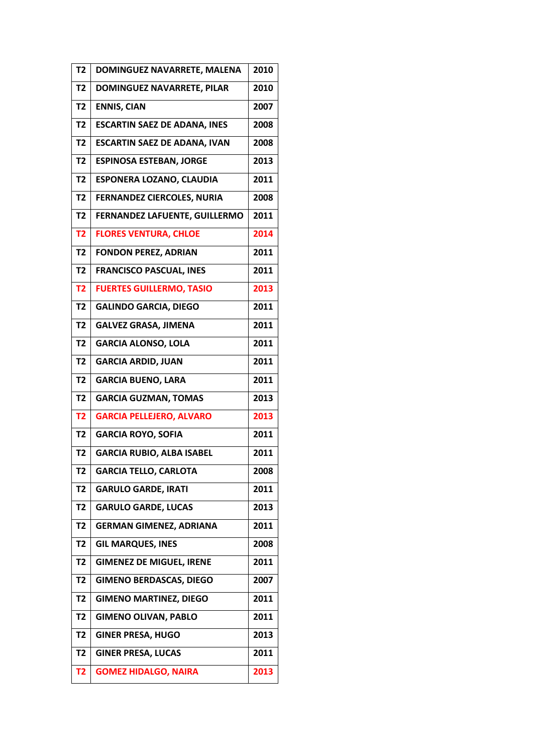| T2 | DOMINGUEZ NAVARRETE, MALENA | 2010 |
|---|---|---|
| T2 | DOMINGUEZ NAVARRETE, PILAR | 2010 |
| T2 | ENNIS, CIAN | 2007 |
| T2 | ESCARTIN SAEZ DE ADANA, INES | 2008 |
| T2 | ESCARTIN SAEZ DE ADANA, IVAN | 2008 |
| T2 | ESPINOSA ESTEBAN, JORGE | 2013 |
| T2 | ESPONERA LOZANO, CLAUDIA | 2011 |
| T2 | FERNANDEZ CIERCOLES, NURIA | 2008 |
| T2 | FERNANDEZ LAFUENTE, GUILLERMO | 2011 |
| T2 | FLORES VENTURA, CHLOE | 2014 |
| T2 | FONDON PEREZ, ADRIAN | 2011 |
| T2 | FRANCISCO PASCUAL, INES | 2011 |
| T2 | FUERTES GUILLERMO, TASIO | 2013 |
| T2 | GALINDO GARCIA, DIEGO | 2011 |
| T2 | GALVEZ GRASA, JIMENA | 2011 |
| T2 | GARCIA ALONSO, LOLA | 2011 |
| T2 | GARCIA ARDID, JUAN | 2011 |
| T2 | GARCIA BUENO, LARA | 2011 |
| T2 | GARCIA GUZMAN, TOMAS | 2013 |
| T2 | GARCIA PELLEJERO, ALVARO | 2013 |
| T2 | GARCIA ROYO, SOFIA | 2011 |
| T2 | GARCIA RUBIO, ALBA ISABEL | 2011 |
| T2 | GARCIA TELLO, CARLOTA | 2008 |
| T2 | GARULO GARDE, IRATI | 2011 |
| T2 | GARULO GARDE, LUCAS | 2013 |
| T2 | GERMAN GIMENEZ, ADRIANA | 2011 |
| T2 | GIL MARQUES, INES | 2008 |
| T2 | GIMENEZ DE MIGUEL, IRENE | 2011 |
| T2 | GIMENO BERDASCAS, DIEGO | 2007 |
| T2 | GIMENO MARTINEZ, DIEGO | 2011 |
| T2 | GIMENO OLIVAN, PABLO | 2011 |
| T2 | GINER PRESA, HUGO | 2013 |
| T2 | GINER PRESA, LUCAS | 2011 |
| T2 | GOMEZ HIDALGO, NAIRA | 2013 |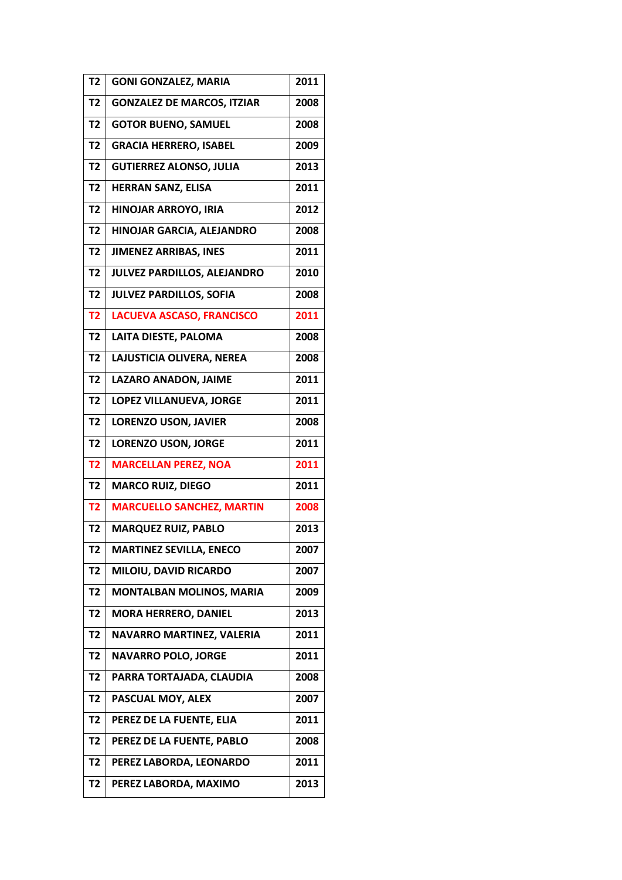| T2 | GONI GONZALEZ, MARIA | 2011 |
|---|---|---|
| T2 | GONZALEZ DE MARCOS, ITZIAR | 2008 |
| T2 | GOTOR BUENO, SAMUEL | 2008 |
| T2 | GRACIA HERRERO, ISABEL | 2009 |
| T2 | GUTIERREZ ALONSO, JULIA | 2013 |
| T2 | HERRAN SANZ, ELISA | 2011 |
| T2 | HINOJAR ARROYO, IRIA | 2012 |
| T2 | HINOJAR GARCIA, ALEJANDRO | 2008 |
| T2 | JIMENEZ ARRIBAS, INES | 2011 |
| T2 | JULVEZ PARDILLOS, ALEJANDRO | 2010 |
| T2 | JULVEZ PARDILLOS, SOFIA | 2008 |
| T2 | LACUEVA ASCASO, FRANCISCO | 2011 |
| T2 | LAITA DIESTE, PALOMA | 2008 |
| T2 | LAJUSTICIA OLIVERA, NEREA | 2008 |
| T2 | LAZARO ANADON, JAIME | 2011 |
| T2 | LOPEZ VILLANUEVA, JORGE | 2011 |
| T2 | LORENZO USON, JAVIER | 2008 |
| T2 | LORENZO USON, JORGE | 2011 |
| T2 | MARCELLAN PEREZ, NOA | 2011 |
| T2 | MARCO RUIZ, DIEGO | 2011 |
| T2 | MARCUELLO SANCHEZ, MARTIN | 2008 |
| T2 | MARQUEZ RUIZ, PABLO | 2013 |
| T2 | MARTINEZ SEVILLA, ENECO | 2007 |
| T2 | MILOIU, DAVID RICARDO | 2007 |
| T2 | MONTALBAN MOLINOS, MARIA | 2009 |
| T2 | MORA HERRERO, DANIEL | 2013 |
| T2 | NAVARRO MARTINEZ, VALERIA | 2011 |
| T2 | NAVARRO POLO, JORGE | 2011 |
| T2 | PARRA TORTAJADA, CLAUDIA | 2008 |
| T2 | PASCUAL MOY, ALEX | 2007 |
| T2 | PEREZ DE LA FUENTE, ELIA | 2011 |
| T2 | PEREZ DE LA FUENTE, PABLO | 2008 |
| T2 | PEREZ LABORDA, LEONARDO | 2011 |
| T2 | PEREZ LABORDA, MAXIMO | 2013 |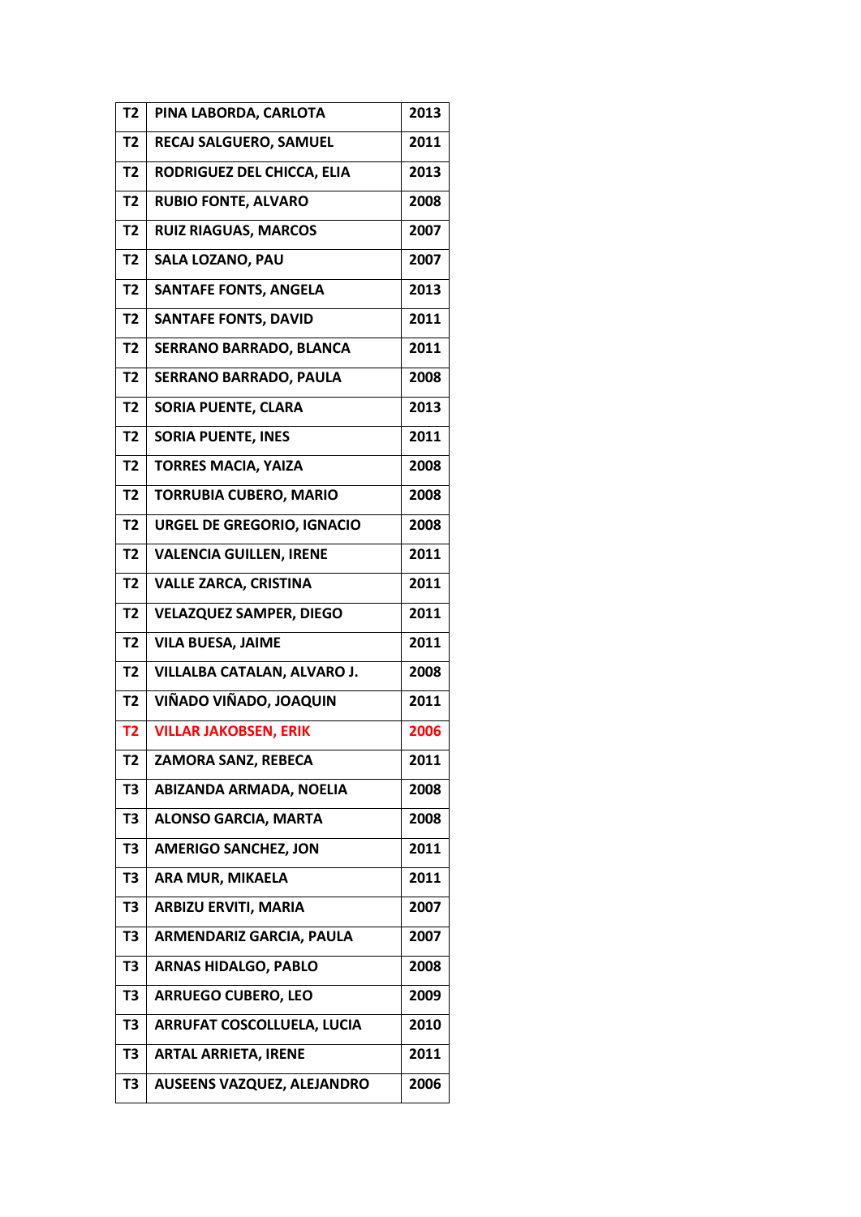| T2 | PINA LABORDA, CARLOTA | 2013 |
|---|---|---|
| T2 | RECAJ SALGUERO, SAMUEL | 2011 |
| T2 | RODRIGUEZ DEL CHICCA, ELIA | 2013 |
| T2 | RUBIO FONTE, ALVARO | 2008 |
| T2 | RUIZ RIAGUAS, MARCOS | 2007 |
| T2 | SALA LOZANO, PAU | 2007 |
| T2 | SANTAFE FONTS, ANGELA | 2013 |
| T2 | SANTAFE FONTS, DAVID | 2011 |
| T2 | SERRANO BARRADO, BLANCA | 2011 |
| T2 | SERRANO BARRADO, PAULA | 2008 |
| T2 | SORIA PUENTE, CLARA | 2013 |
| T2 | SORIA PUENTE, INES | 2011 |
| T2 | TORRES MACIA, YAIZA | 2008 |
| T2 | TORRUBIA CUBERO, MARIO | 2008 |
| T2 | URGEL DE GREGORIO, IGNACIO | 2008 |
| T2 | VALENCIA GUILLEN, IRENE | 2011 |
| T2 | VALLE ZARCA, CRISTINA | 2011 |
| T2 | VELAZQUEZ SAMPER, DIEGO | 2011 |
| T2 | VILA BUESA, JAIME | 2011 |
| T2 | VILLALBA CATALAN, ALVARO J. | 2008 |
| T2 | VIÑADO VIÑADO, JOAQUIN | 2011 |
| T2 | VILLAR JAKOBSEN, ERIK | 2006 |
| T2 | ZAMORA SANZ, REBECA | 2011 |
| T3 | ABIZANDA ARMADA, NOELIA | 2008 |
| T3 | ALONSO GARCIA, MARTA | 2008 |
| T3 | AMERIGO SANCHEZ, JON | 2011 |
| T3 | ARA MUR, MIKAELA | 2011 |
| T3 | ARBIZU ERVITI, MARIA | 2007 |
| T3 | ARMENDARIZ GARCIA, PAULA | 2007 |
| T3 | ARNAS HIDALGO, PABLO | 2008 |
| T3 | ARRUEGO CUBERO, LEO | 2009 |
| T3 | ARRUFAT COSCOLLUELA, LUCIA | 2010 |
| T3 | ARTAL ARRIETA, IRENE | 2011 |
| T3 | AUSEENS VAZQUEZ, ALEJANDRO | 2006 |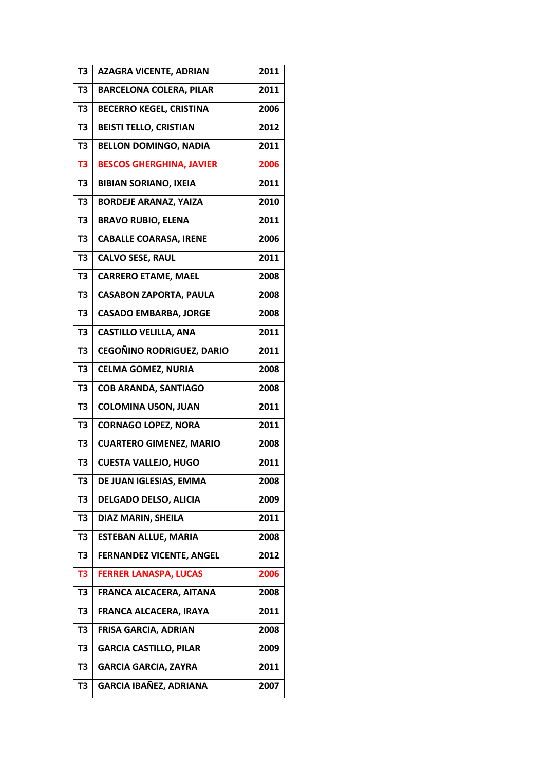| T3 | AZAGRA VICENTE, ADRIAN | 2011 |
|---|---|---|
| T3 | BARCELONA COLERA, PILAR | 2011 |
| T3 | BECERRO KEGEL, CRISTINA | 2006 |
| T3 | BEISTI TELLO, CRISTIAN | 2012 |
| T3 | BELLON DOMINGO, NADIA | 2011 |
| T3 | BESCOS GHERGHINA, JAVIER | 2006 |
| T3 | BIBIAN SORIANO, IXEIA | 2011 |
| T3 | BORDEJE ARANAZ, YAIZA | 2010 |
| T3 | BRAVO RUBIO, ELENA | 2011 |
| T3 | CABALLE COARASA, IRENE | 2006 |
| T3 | CALVO SESE, RAUL | 2011 |
| T3 | CARRERO ETAME, MAEL | 2008 |
| T3 | CASABON ZAPORTA, PAULA | 2008 |
| T3 | CASADO EMBARBA, JORGE | 2008 |
| T3 | CASTILLO VELILLA, ANA | 2011 |
| T3 | CEGOÑINO RODRIGUEZ, DARIO | 2011 |
| T3 | CELMA GOMEZ, NURIA | 2008 |
| T3 | COB ARANDA, SANTIAGO | 2008 |
| T3 | COLOMINA USON, JUAN | 2011 |
| T3 | CORNAGO LOPEZ, NORA | 2011 |
| T3 | CUARTERO GIMENEZ, MARIO | 2008 |
| T3 | CUESTA VALLEJO, HUGO | 2011 |
| T3 | DE JUAN IGLESIAS, EMMA | 2008 |
| T3 | DELGADO DELSO, ALICIA | 2009 |
| T3 | DIAZ MARIN, SHEILA | 2011 |
| T3 | ESTEBAN ALLUE, MARIA | 2008 |
| T3 | FERNANDEZ VICENTE, ANGEL | 2012 |
| T3 | FERRER LANASPA, LUCAS | 2006 |
| T3 | FRANCA ALCACERA, AITANA | 2008 |
| T3 | FRANCA ALCACERA, IRAYA | 2011 |
| T3 | FRISA GARCIA, ADRIAN | 2008 |
| T3 | GARCIA CASTILLO, PILAR | 2009 |
| T3 | GARCIA GARCIA, ZAYRA | 2011 |
| T3 | GARCIA IBAÑEZ, ADRIANA | 2007 |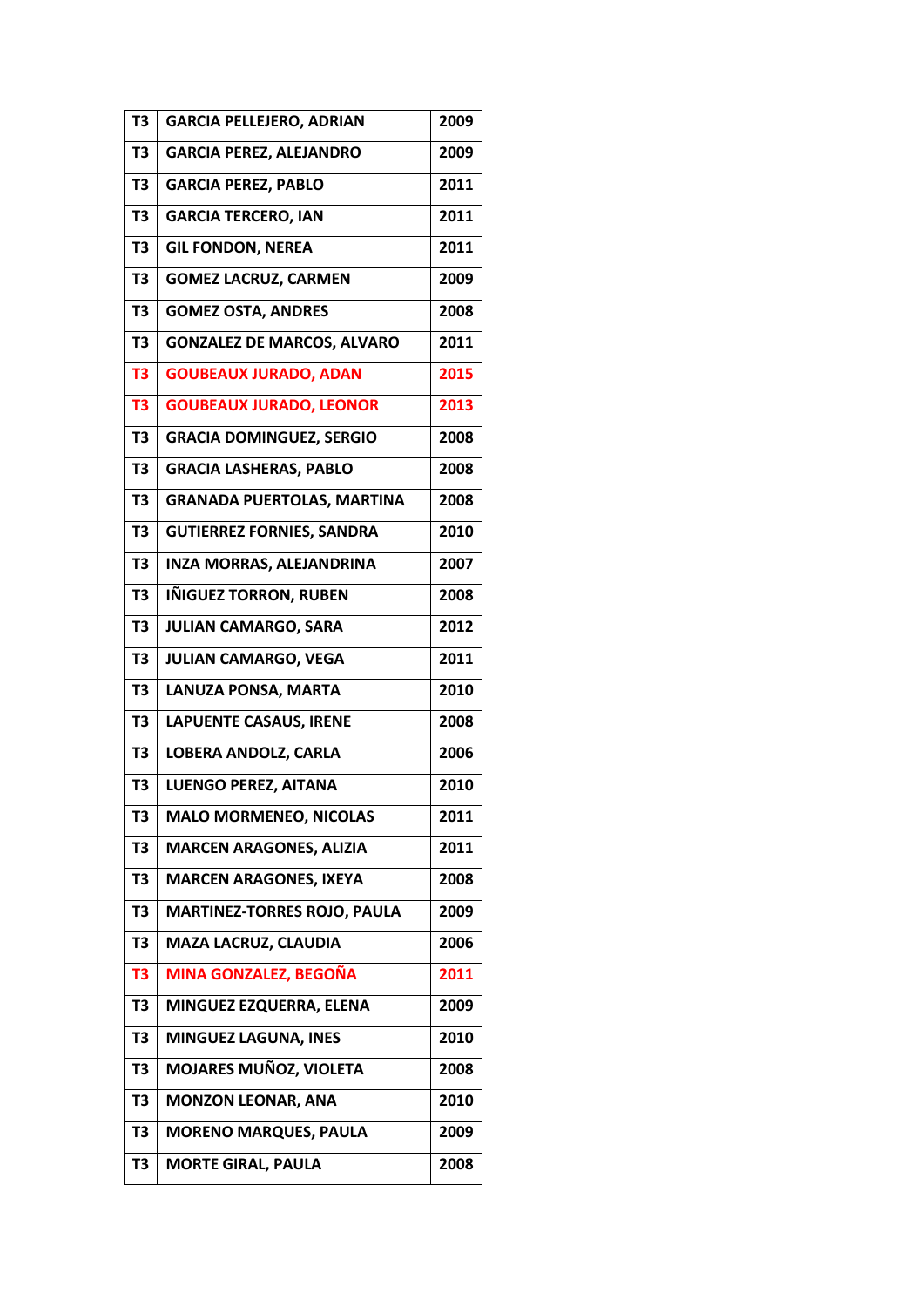| T3 | GARCIA PELLEJERO, ADRIAN | 2009 |
|---|---|---|
| T3 | GARCIA PEREZ, ALEJANDRO | 2009 |
| T3 | GARCIA PEREZ, PABLO | 2011 |
| T3 | GARCIA TERCERO, IAN | 2011 |
| T3 | GIL FONDON, NEREA | 2011 |
| T3 | GOMEZ LACRUZ, CARMEN | 2009 |
| T3 | GOMEZ OSTA, ANDRES | 2008 |
| T3 | GONZALEZ DE MARCOS, ALVARO | 2011 |
| T3 | GOUBEAUX JURADO, ADAN | 2015 |
| T3 | GOUBEAUX JURADO, LEONOR | 2013 |
| T3 | GRACIA DOMINGUEZ, SERGIO | 2008 |
| T3 | GRACIA LASHERAS, PABLO | 2008 |
| T3 | GRANADA PUERTOLAS, MARTINA | 2008 |
| T3 | GUTIERREZ FORNIES, SANDRA | 2010 |
| T3 | INZA MORRAS, ALEJANDRINA | 2007 |
| T3 | IÑIGUEZ TORRON, RUBEN | 2008 |
| T3 | JULIAN CAMARGO, SARA | 2012 |
| T3 | JULIAN CAMARGO, VEGA | 2011 |
| T3 | LANUZA PONSA, MARTA | 2010 |
| T3 | LAPUENTE CASAUS, IRENE | 2008 |
| T3 | LOBERA ANDOLZ, CARLA | 2006 |
| T3 | LUENGO PEREZ, AITANA | 2010 |
| T3 | MALO MORMENEO, NICOLAS | 2011 |
| T3 | MARCEN ARAGONES, ALIZIA | 2011 |
| T3 | MARCEN ARAGONES, IXEYA | 2008 |
| T3 | MARTINEZ-TORRES ROJO, PAULA | 2009 |
| T3 | MAZA LACRUZ, CLAUDIA | 2006 |
| T3 | MINA GONZALEZ, BEGOÑA | 2011 |
| T3 | MINGUEZ EZQUERRA, ELENA | 2009 |
| T3 | MINGUEZ LAGUNA, INES | 2010 |
| T3 | MOJARES MUÑOZ, VIOLETA | 2008 |
| T3 | MONZON LEONAR, ANA | 2010 |
| T3 | MORENO MARQUES, PAULA | 2009 |
| T3 | MORTE GIRAL, PAULA | 2008 |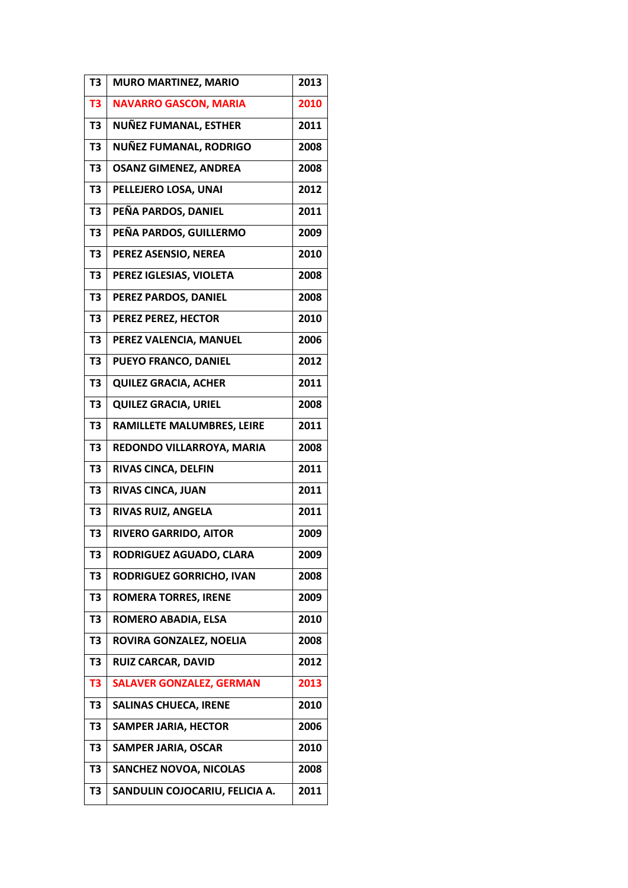| T3 | MURO MARTINEZ, MARIO | 2013 |
|---|---|---|
| T3 | NAVARRO GASCON, MARIA | 2010 |
| T3 | NUÑEZ FUMANAL, ESTHER | 2011 |
| T3 | NUÑEZ FUMANAL, RODRIGO | 2008 |
| T3 | OSANZ GIMENEZ, ANDREA | 2008 |
| T3 | PELLEJERO LOSA, UNAI | 2012 |
| T3 | PEÑA PARDOS, DANIEL | 2011 |
| T3 | PEÑA PARDOS, GUILLERMO | 2009 |
| T3 | PEREZ ASENSIO, NEREA | 2010 |
| T3 | PEREZ IGLESIAS, VIOLETA | 2008 |
| T3 | PEREZ PARDOS, DANIEL | 2008 |
| T3 | PEREZ PEREZ, HECTOR | 2010 |
| T3 | PEREZ VALENCIA, MANUEL | 2006 |
| T3 | PUEYO FRANCO, DANIEL | 2012 |
| T3 | QUILEZ GRACIA, ACHER | 2011 |
| T3 | QUILEZ GRACIA, URIEL | 2008 |
| T3 | RAMILLETE MALUMBRES, LEIRE | 2011 |
| T3 | REDONDO VILLARROYA, MARIA | 2008 |
| T3 | RIVAS CINCA, DELFIN | 2011 |
| T3 | RIVAS CINCA, JUAN | 2011 |
| T3 | RIVAS RUIZ, ANGELA | 2011 |
| T3 | RIVERO GARRIDO, AITOR | 2009 |
| T3 | RODRIGUEZ AGUADO, CLARA | 2009 |
| T3 | RODRIGUEZ GORRICHO, IVAN | 2008 |
| T3 | ROMERA TORRES, IRENE | 2009 |
| T3 | ROMERO ABADIA, ELSA | 2010 |
| T3 | ROVIRA GONZALEZ, NOELIA | 2008 |
| T3 | RUIZ CARCAR, DAVID | 2012 |
| T3 | SALAVER GONZALEZ, GERMAN | 2013 |
| T3 | SALINAS CHUECA, IRENE | 2010 |
| T3 | SAMPER JARIA, HECTOR | 2006 |
| T3 | SAMPER JARIA, OSCAR | 2010 |
| T3 | SANCHEZ NOVOA, NICOLAS | 2008 |
| T3 | SANDULIN COJOCARIU, FELICIA A. | 2011 |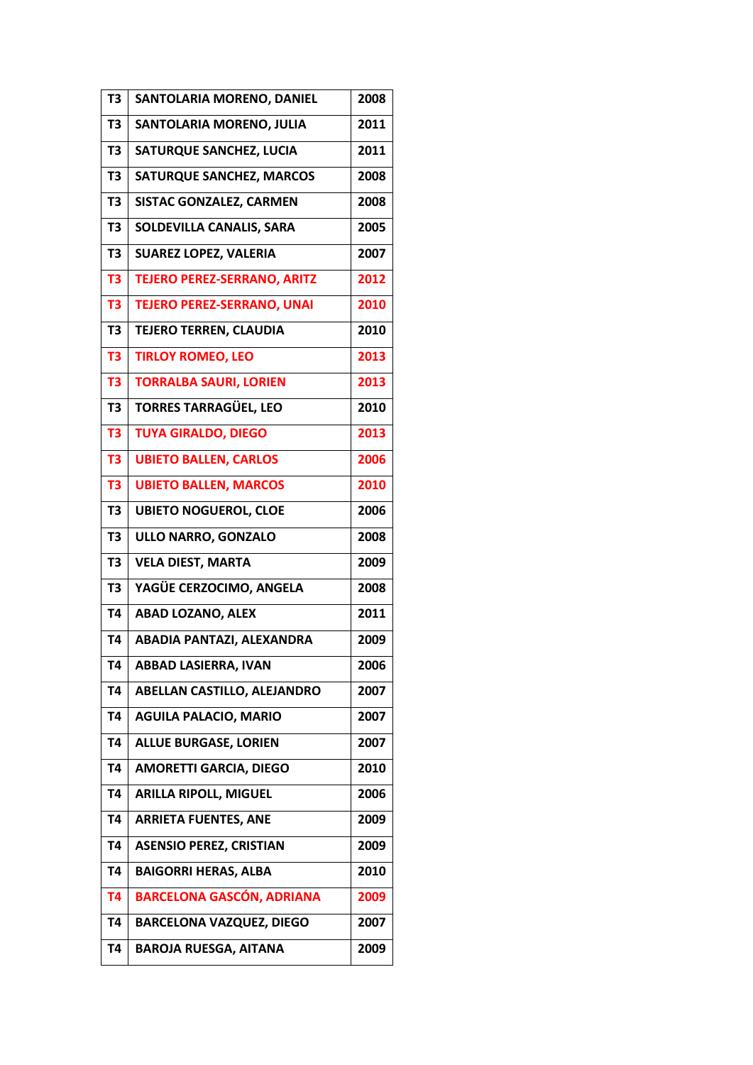| T3 | SANTOLARIA MORENO, DANIEL | 2008 |
|---|---|---|
| T3 | SANTOLARIA MORENO, JULIA | 2011 |
| T3 | SATURQUE SANCHEZ, LUCIA | 2011 |
| T3 | SATURQUE SANCHEZ, MARCOS | 2008 |
| T3 | SISTAC GONZALEZ, CARMEN | 2008 |
| T3 | SOLDEVILLA CANALIS, SARA | 2005 |
| T3 | SUAREZ LOPEZ, VALERIA | 2007 |
| T3 | TEJERO PEREZ-SERRANO, ARITZ | 2012 |
| T3 | TEJERO PEREZ-SERRANO, UNAI | 2010 |
| T3 | TEJERO TERREN, CLAUDIA | 2010 |
| T3 | TIRLOY ROMEO, LEO | 2013 |
| T3 | TORRALBA SAURI, LORIEN | 2013 |
| T3 | TORRES TARRAGÜEL, LEO | 2010 |
| T3 | TUYA GIRALDO, DIEGO | 2013 |
| T3 | UBIETO BALLEN, CARLOS | 2006 |
| T3 | UBIETO BALLEN, MARCOS | 2010 |
| T3 | UBIETO NOGUEROL, CLOE | 2006 |
| T3 | ULLO NARRO, GONZALO | 2008 |
| T3 | VELA DIEST, MARTA | 2009 |
| T3 | YAGÜE CERZOCIMO, ANGELA | 2008 |
| T4 | ABAD LOZANO, ALEX | 2011 |
| T4 | ABADIA PANTAZI, ALEXANDRA | 2009 |
| T4 | ABBAD LASIERRA, IVAN | 2006 |
| T4 | ABELLAN CASTILLO, ALEJANDRO | 2007 |
| T4 | AGUILA PALACIO, MARIO | 2007 |
| T4 | ALLUE BURGASE, LORIEN | 2007 |
| T4 | AMORETTI GARCIA, DIEGO | 2010 |
| T4 | ARILLA RIPOLL, MIGUEL | 2006 |
| T4 | ARRIETA FUENTES, ANE | 2009 |
| T4 | ASENSIO PEREZ, CRISTIAN | 2009 |
| T4 | BAIGORRI HERAS, ALBA | 2010 |
| T4 | BARCELONA GASCÓN, ADRIANA | 2009 |
| T4 | BARCELONA VAZQUEZ, DIEGO | 2007 |
| T4 | BAROJA RUESGA, AITANA | 2009 |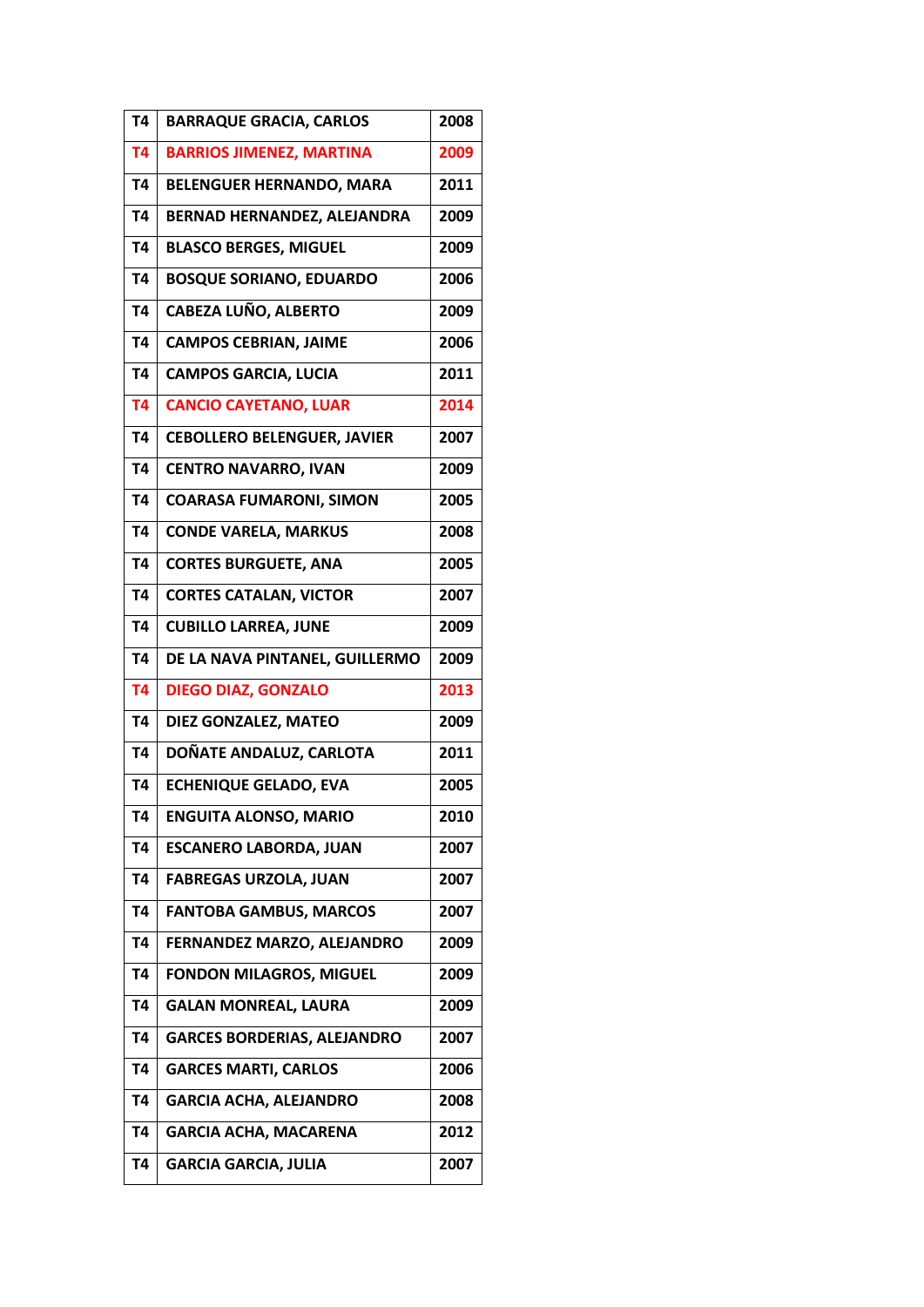| T4 | BARRAQUE GRACIA, CARLOS | 2008 |
|---|---|---|
| T4 | BARRIOS JIMENEZ, MARTINA | 2009 |
| T4 | BELENGUER HERNANDO, MARA | 2011 |
| T4 | BERNAD HERNANDEZ, ALEJANDRA | 2009 |
| T4 | BLASCO BERGES, MIGUEL | 2009 |
| T4 | BOSQUE SORIANO, EDUARDO | 2006 |
| T4 | CABEZA LUÑO, ALBERTO | 2009 |
| T4 | CAMPOS CEBRIAN, JAIME | 2006 |
| T4 | CAMPOS GARCIA, LUCIA | 2011 |
| T4 | CANCIO CAYETANO, LUAR | 2014 |
| T4 | CEBOLLERO BELENGUER, JAVIER | 2007 |
| T4 | CENTRO NAVARRO, IVAN | 2009 |
| T4 | COARASA FUMARONI, SIMON | 2005 |
| T4 | CONDE VARELA, MARKUS | 2008 |
| T4 | CORTES BURGUETE, ANA | 2005 |
| T4 | CORTES CATALAN, VICTOR | 2007 |
| T4 | CUBILLO LARREA, JUNE | 2009 |
| T4 | DE LA NAVA PINTANEL, GUILLERMO | 2009 |
| T4 | DIEGO DIAZ, GONZALO | 2013 |
| T4 | DIEZ GONZALEZ, MATEO | 2009 |
| T4 | DOÑATE ANDALUZ, CARLOTA | 2011 |
| T4 | ECHENIQUE GELADO, EVA | 2005 |
| T4 | ENGUITA ALONSO, MARIO | 2010 |
| T4 | ESCANERO LABORDA, JUAN | 2007 |
| T4 | FABREGAS URZOLA, JUAN | 2007 |
| T4 | FANTOBA GAMBUS, MARCOS | 2007 |
| T4 | FERNANDEZ MARZO, ALEJANDRO | 2009 |
| T4 | FONDON MILAGROS, MIGUEL | 2009 |
| T4 | GALAN MONREAL, LAURA | 2009 |
| T4 | GARCES BORDERIAS, ALEJANDRO | 2007 |
| T4 | GARCES MARTI, CARLOS | 2006 |
| T4 | GARCIA ACHA, ALEJANDRO | 2008 |
| T4 | GARCIA ACHA, MACARENA | 2012 |
| T4 | GARCIA GARCIA, JULIA | 2007 |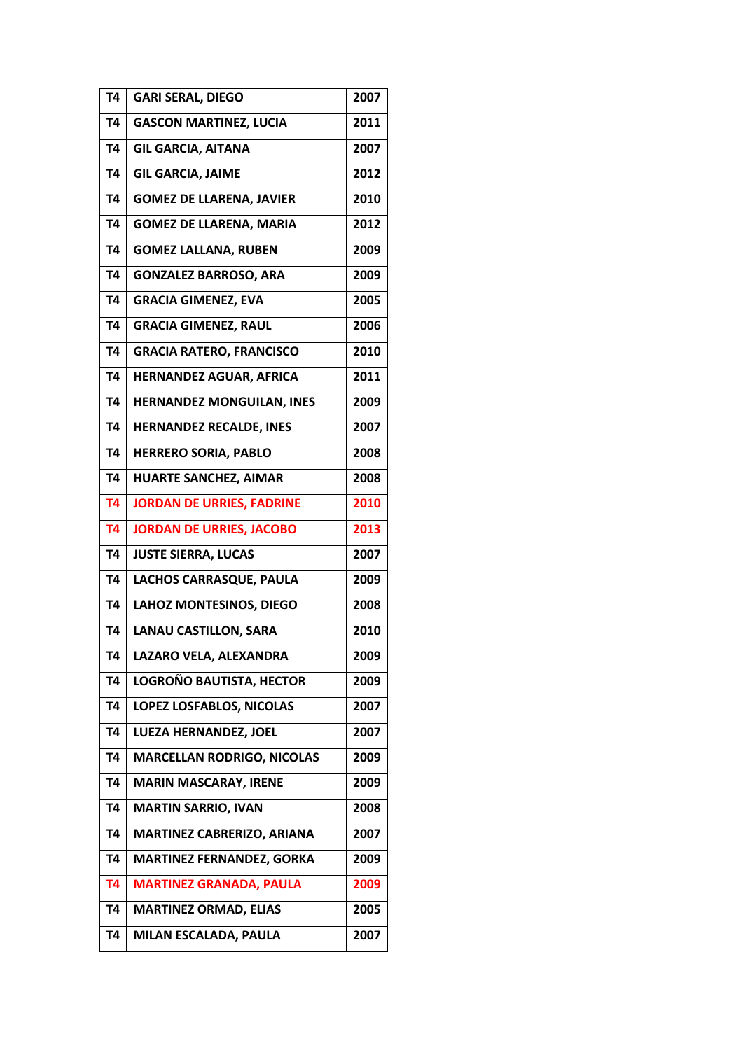| T4 | GARI SERAL, DIEGO | 2007 |
|---|---|---|
| T4 | GASCON MARTINEZ, LUCIA | 2011 |
| T4 | GIL GARCIA, AITANA | 2007 |
| T4 | GIL GARCIA, JAIME | 2012 |
| T4 | GOMEZ DE LLARENA, JAVIER | 2010 |
| T4 | GOMEZ DE LLARENA, MARIA | 2012 |
| T4 | GOMEZ LALLANA, RUBEN | 2009 |
| T4 | GONZALEZ BARROSO, ARA | 2009 |
| T4 | GRACIA GIMENEZ, EVA | 2005 |
| T4 | GRACIA GIMENEZ, RAUL | 2006 |
| T4 | GRACIA RATERO, FRANCISCO | 2010 |
| T4 | HERNANDEZ AGUAR, AFRICA | 2011 |
| T4 | HERNANDEZ MONGUILAN, INES | 2009 |
| T4 | HERNANDEZ RECALDE, INES | 2007 |
| T4 | HERRERO SORIA, PABLO | 2008 |
| T4 | HUARTE SANCHEZ, AIMAR | 2008 |
| T4 | JORDAN DE URRIES, FADRINE | 2010 |
| T4 | JORDAN DE URRIES, JACOBO | 2013 |
| T4 | JUSTE SIERRA, LUCAS | 2007 |
| T4 | LACHOS CARRASQUE, PAULA | 2009 |
| T4 | LAHOZ MONTESINOS, DIEGO | 2008 |
| T4 | LANAU CASTILLON, SARA | 2010 |
| T4 | LAZARO VELA, ALEXANDRA | 2009 |
| T4 | LOGROÑO BAUTISTA, HECTOR | 2009 |
| T4 | LOPEZ LOSFABLOS, NICOLAS | 2007 |
| T4 | LUEZA HERNANDEZ, JOEL | 2007 |
| T4 | MARCELLAN RODRIGO, NICOLAS | 2009 |
| T4 | MARIN MASCARAY, IRENE | 2009 |
| T4 | MARTIN SARRIO, IVAN | 2008 |
| T4 | MARTINEZ CABRERIZO, ARIANA | 2007 |
| T4 | MARTINEZ FERNANDEZ, GORKA | 2009 |
| T4 | MARTINEZ GRANADA, PAULA | 2009 |
| T4 | MARTINEZ ORMAD, ELIAS | 2005 |
| T4 | MILAN ESCALADA, PAULA | 2007 |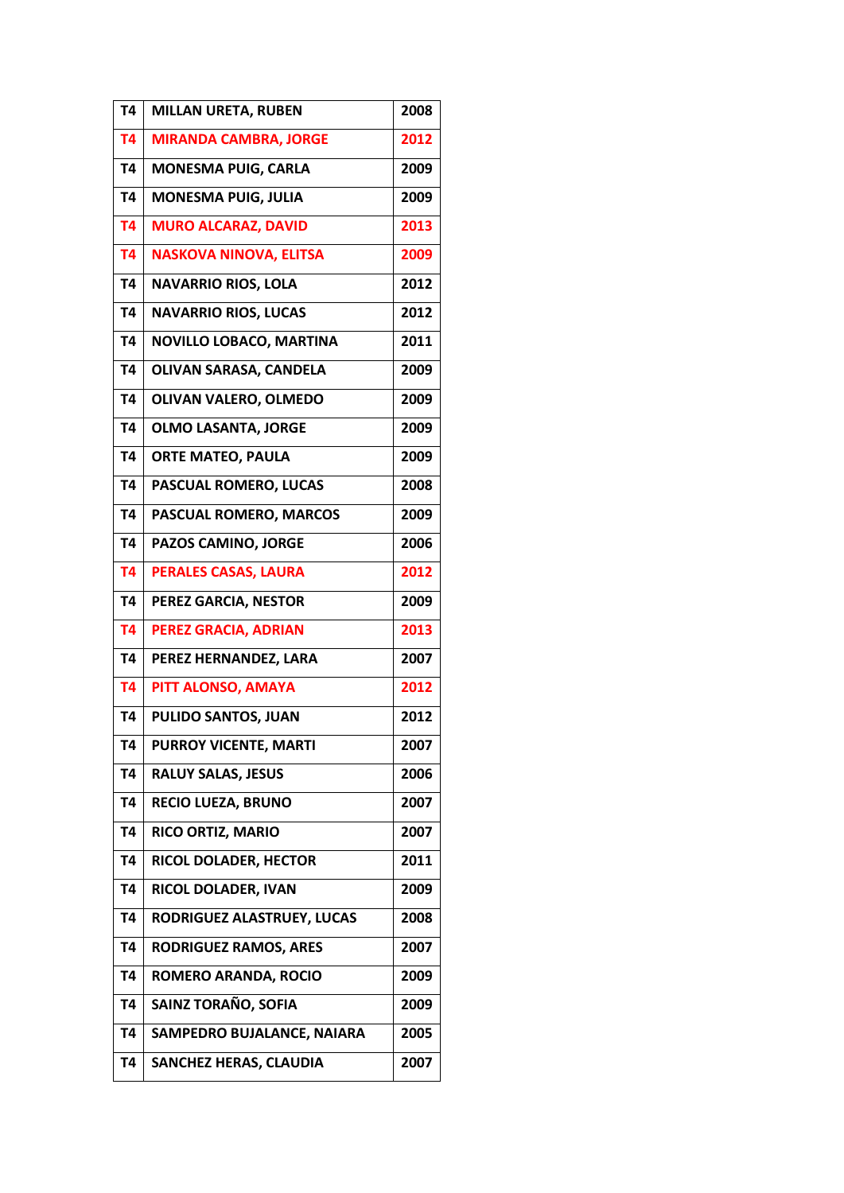| T4 | MILLAN URETA, RUBEN | 2008 |
|---|---|---|
| T4 | MIRANDA CAMBRA, JORGE | 2012 |
| T4 | MONESMA PUIG, CARLA | 2009 |
| T4 | MONESMA PUIG, JULIA | 2009 |
| T4 | MURO ALCARAZ, DAVID | 2013 |
| T4 | NASKOVA NINOVA, ELITSA | 2009 |
| T4 | NAVARRIO RIOS, LOLA | 2012 |
| T4 | NAVARRIO RIOS, LUCAS | 2012 |
| T4 | NOVILLO LOBACO, MARTINA | 2011 |
| T4 | OLIVAN SARASA, CANDELA | 2009 |
| T4 | OLIVAN VALERO, OLMEDO | 2009 |
| T4 | OLMO LASANTA, JORGE | 2009 |
| T4 | ORTE MATEO, PAULA | 2009 |
| T4 | PASCUAL ROMERO, LUCAS | 2008 |
| T4 | PASCUAL ROMERO, MARCOS | 2009 |
| T4 | PAZOS CAMINO, JORGE | 2006 |
| T4 | PERALES CASAS, LAURA | 2012 |
| T4 | PEREZ GARCIA, NESTOR | 2009 |
| T4 | PEREZ GRACIA, ADRIAN | 2013 |
| T4 | PEREZ HERNANDEZ, LARA | 2007 |
| T4 | PITT ALONSO, AMAYA | 2012 |
| T4 | PULIDO SANTOS, JUAN | 2012 |
| T4 | PURROY VICENTE, MARTI | 2007 |
| T4 | RALUY SALAS, JESUS | 2006 |
| T4 | RECIO LUEZA, BRUNO | 2007 |
| T4 | RICO ORTIZ, MARIO | 2007 |
| T4 | RICOL DOLADER, HECTOR | 2011 |
| T4 | RICOL DOLADER, IVAN | 2009 |
| T4 | RODRIGUEZ ALASTRUEY, LUCAS | 2008 |
| T4 | RODRIGUEZ RAMOS, ARES | 2007 |
| T4 | ROMERO ARANDA, ROCIO | 2009 |
| T4 | SAINZ TORAÑO, SOFIA | 2009 |
| T4 | SAMPEDRO BUJALANCE, NAIARA | 2005 |
| T4 | SANCHEZ HERAS, CLAUDIA | 2007 |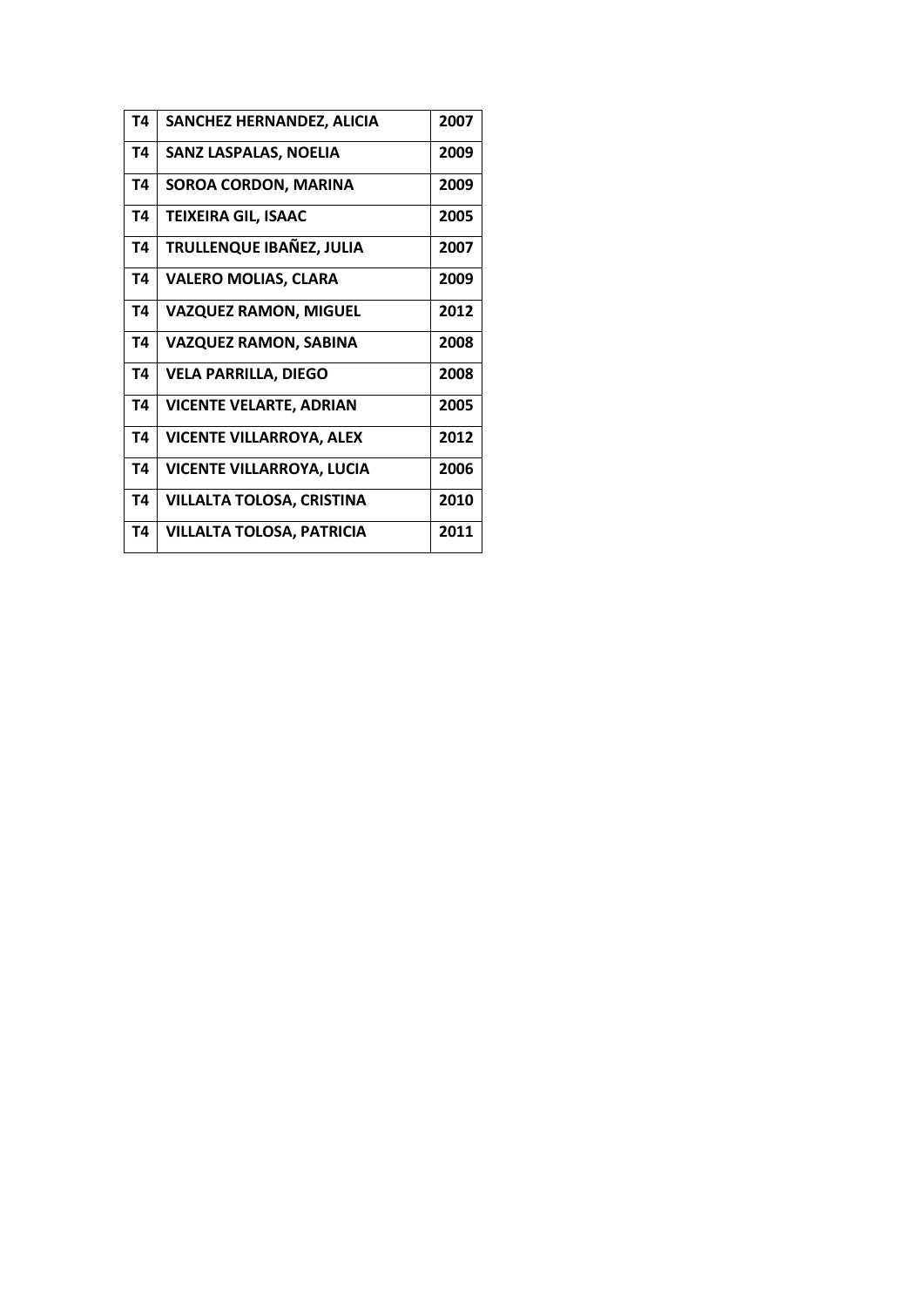| | | |
|---|---|---|
| **T4** | **SANCHEZ HERNANDEZ, ALICIA** | **2007** |
| **T4** | **SANZ LASPALAS, NOELIA** | **2009** |
| **T4** | **SOROA CORDON, MARINA** | **2009** |
| **T4** | **TEIXEIRA GIL, ISAAC** | **2005** |
| **T4** | **TRULLENQUE IBAÑEZ, JULIA** | **2007** |
| **T4** | **VALERO MOLIAS, CLARA** | **2009** |
| **T4** | **VAZQUEZ RAMON, MIGUEL** | **2012** |
| **T4** | **VAZQUEZ RAMON, SABINA** | **2008** |
| **T4** | **VELA PARRILLA, DIEGO** | **2008** |
| **T4** | **VICENTE VELARTE, ADRIAN** | **2005** |
| **T4** | **VICENTE VILLARROYA, ALEX** | **2012** |
| **T4** | **VICENTE VILLARROYA, LUCIA** | **2006** |
| **T4** | **VILLALTA TOLOSA, CRISTINA** | **2010** |
| **T4** | **VILLALTA TOLOSA, PATRICIA** | **2011** |